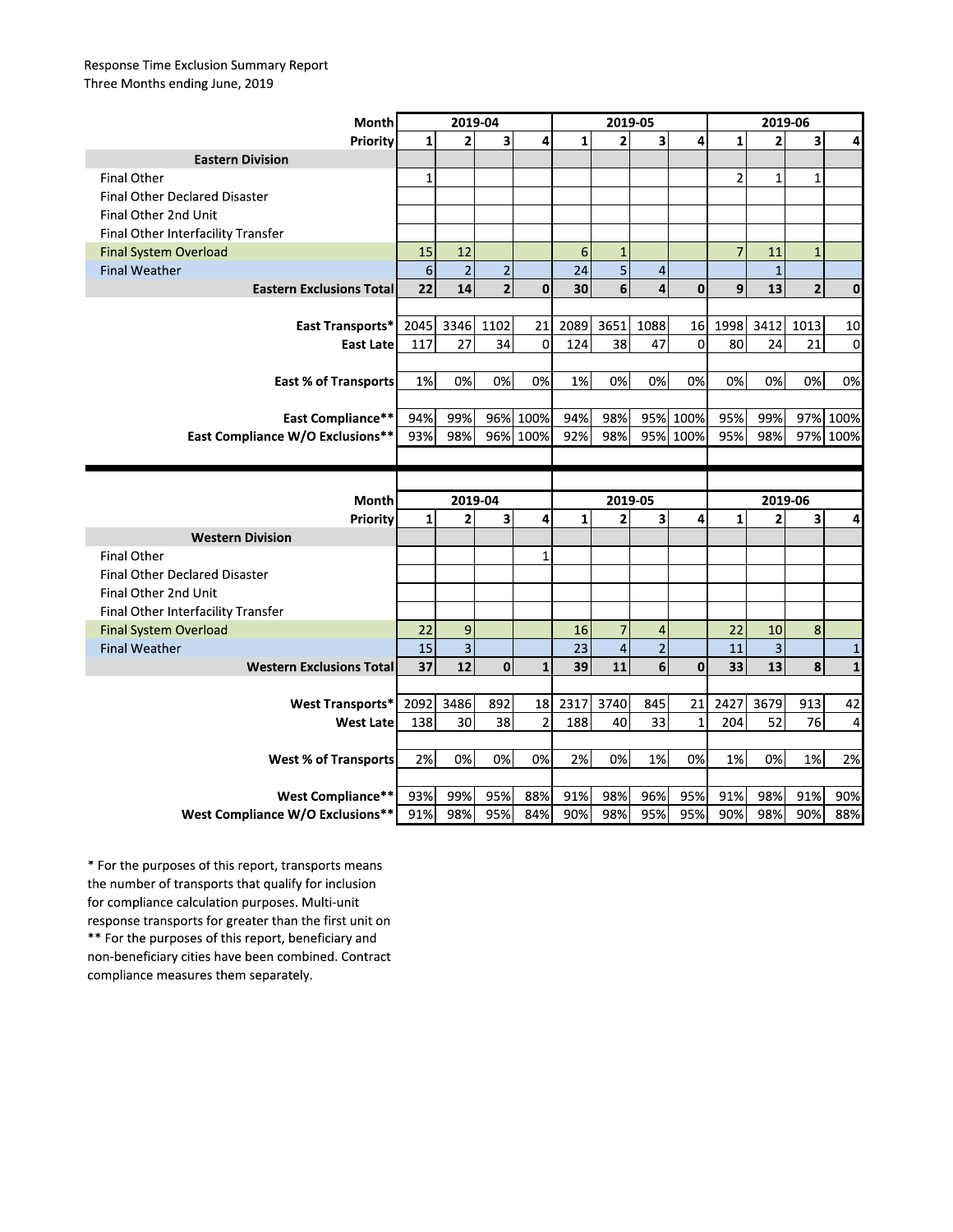Response Time Exclusion Summary Report
Three Months ending June, 2019

| Month | 2019-04 | | | | 2019-05 | | | | 2019-06 | | | |
|---|---|---|---|---|---|---|---|---|---|---|---|---|
| **Priority** | **1** | **2** | **3** | **4** | **1** | **2** | **3** | **4** | **1** | **2** | **3** | **4** |
| **Eastern Division** | | | | | | | | | | | | |
| Final Other | 1 | | | | | | | | 2 | 1 | 1 | |
| Final Other Declared Disaster | | | | | | | | | | | | |
| Final Other 2nd Unit | | | | | | | | | | | | |
| Final Other Interfacility Transfer | | | | | | | | | | | | |
| Final System Overload | 15 | 12 | | | 6 | 1 | | | 7 | 11 | 1 | |
| Final Weather | 6 | 2 | 2 | | 24 | 5 | 4 | | | 1 | | |
| **Eastern Exclusions Total** | **22** | **14** | **2** | **0** | **30** | **6** | **4** | **0** | **9** | **13** | **2** | **0** |
| | | | | | | | | | | | | |
| **East Transports*** | 2045 | 3346 | 1102 | 21 | 2089 | 3651 | 1088 | 16 | 1998 | 3412 | 1013 | 10 |
| **East Late** | 117 | 27 | 34 | 0 | 124 | 38 | 47 | 0 | 80 | 24 | 21 | 0 |
| | | | | | | | | | | | | |
| **East % of Transports** | 1% | 0% | 0% | 0% | 1% | 0% | 0% | 0% | 0% | 0% | 0% | 0% |
| | | | | | | | | | | | | |
| **East Compliance**** | 94% | 99% | 96% | 100% | 94% | 98% | 95% | 100% | 95% | 99% | 97% | 100% |
| **East Compliance W/O Exclusions**** | 93% | 98% | 96% | 100% | 92% | 98% | 95% | 100% | 95% | 98% | 97% | 100% |

| Month | 2019-04 | | | | 2019-05 | | | | 2019-06 | | | |
|---|---|---|---|---|---|---|---|---|---|---|---|---|
| **Priority** | **1** | **2** | **3** | **4** | **1** | **2** | **3** | **4** | **1** | **2** | **3** | **4** |
| **Western Division** | | | | | | | | | | | | |
| Final Other | | | | 1 | | | | | | | | |
| Final Other Declared Disaster | | | | | | | | | | | | |
| Final Other 2nd Unit | | | | | | | | | | | | |
| Final Other Interfacility Transfer | | | | | | | | | | | | |
| Final System Overload | 22 | 9 | | | 16 | 7 | 4 | | 22 | 10 | 8 | |
| Final Weather | 15 | 3 | | | 23 | 4 | 2 | | 11 | 3 | | 1 |
| **Western Exclusions Total** | **37** | **12** | **0** | **1** | **39** | **11** | **6** | **0** | **33** | **13** | **8** | **1** |
| | | | | | | | | | | | | |
| **West Transports*** | 2092 | 3486 | 892 | 18 | 2317 | 3740 | 845 | 21 | 2427 | 3679 | 913 | 42 |
| **West Late** | 138 | 30 | 38 | 2 | 188 | 40 | 33 | 1 | 204 | 52 | 76 | 4 |
| | | | | | | | | | | | | |
| **West % of Transports** | 2% | 0% | 0% | 0% | 2% | 0% | 1% | 0% | 1% | 0% | 1% | 2% |
| | | | | | | | | | | | | |
| **West Compliance**** | 93% | 99% | 95% | 88% | 91% | 98% | 96% | 95% | 91% | 98% | 91% | 90% |
| **West Compliance W/O Exclusions**** | 91% | 98% | 95% | 84% | 90% | 98% | 95% | 95% | 90% | 98% | 90% | 88% |

* For the purposes of this report, transports means the number of transports that qualify for inclusion for compliance calculation purposes. Multi-unit response transports for greater than the first unit on

** For the purposes of this report, beneficiary and non-beneficiary cities have been combined. Contract compliance measures them separately.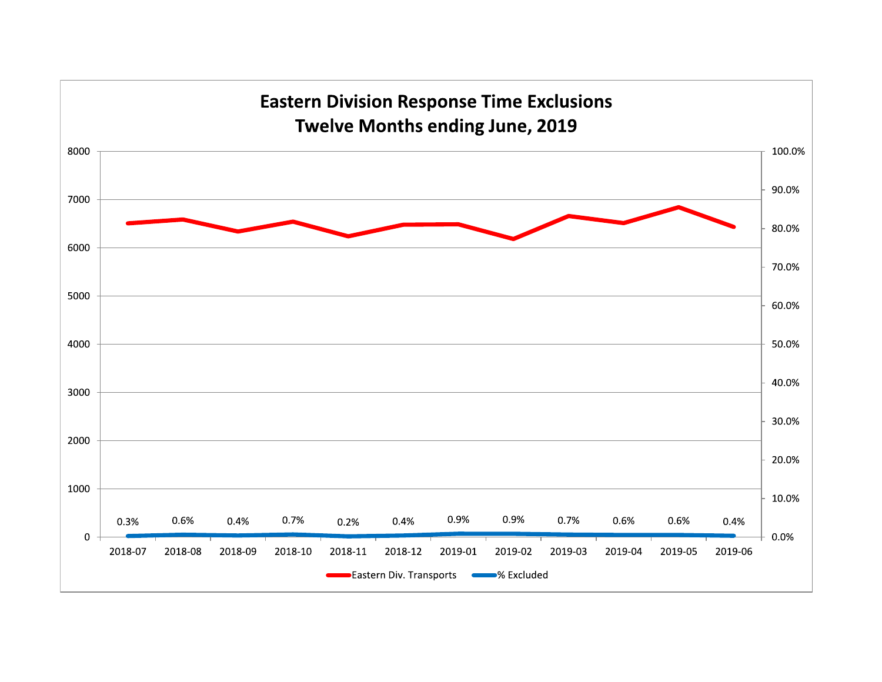# Eastern Division Response Time Exclusions
## Twelve Months ending June, 2019

| Month | % Excluded |
|---|---|
| 2018-07 | 0.3% |
| 2018-08 | 0.6% |
| 2018-09 | 0.4% |
| 2018-10 | 0.7% |
| 2018-11 | 0.2% |
| 2018-12 | 0.4% |
| 2019-01 | 0.9% |
| 2019-02 | 0.9% |
| 2019-03 | 0.7% |
| 2019-04 | 0.6% |
| 2019-05 | 0.6% |
| 2019-06 | 0.4% |

Eastern Div. Transports — % Excluded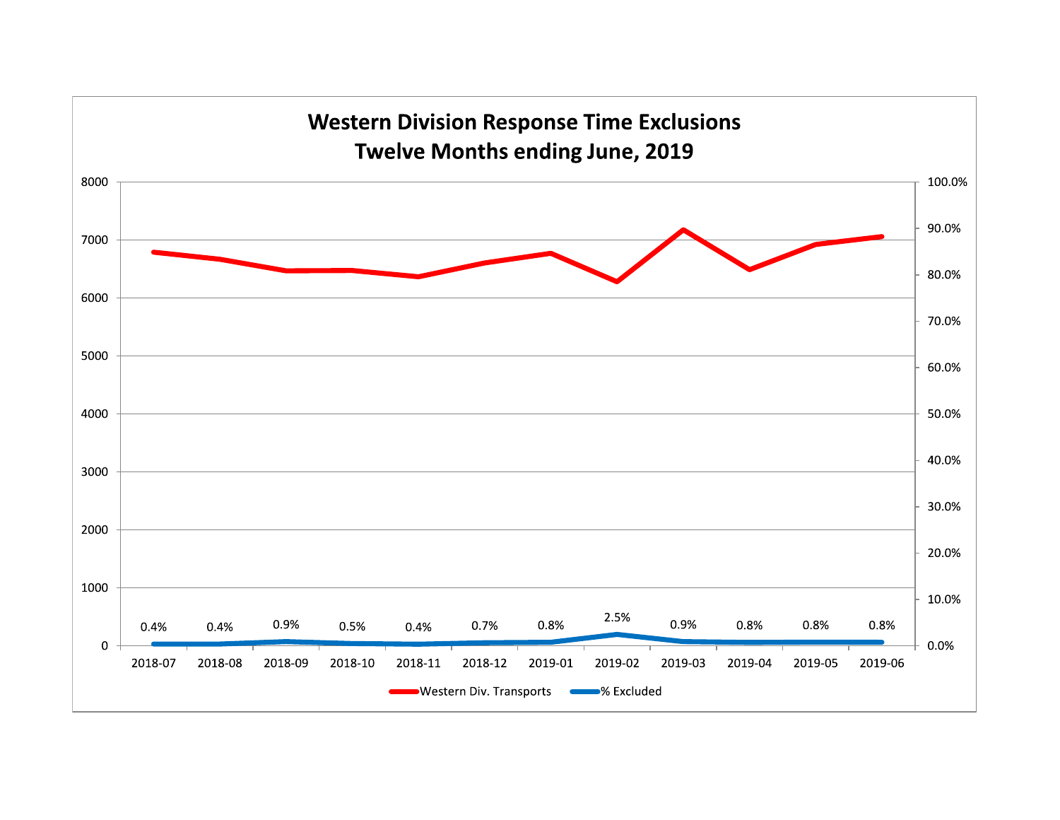# Western Division Response Time Exclusions
## Twelve Months ending June, 2019

8000
7000
6000
5000
4000
3000
2000
1000
0

100.0%
90.0%
80.0%
70.0%
60.0%
50.0%
40.0%
30.0%
20.0%
10.0%
0.0%

0.4% 0.4% 0.9% 0.5% 0.4% 0.7% 0.8% 2.5% 0.9% 0.8% 0.8% 0.8%

2018-07 2018-08 2018-09 2018-10 2018-11 2018-12 2019-01 2019-02 2019-03 2019-04 2019-05 2019-06

Western Div. Transports
% Excluded